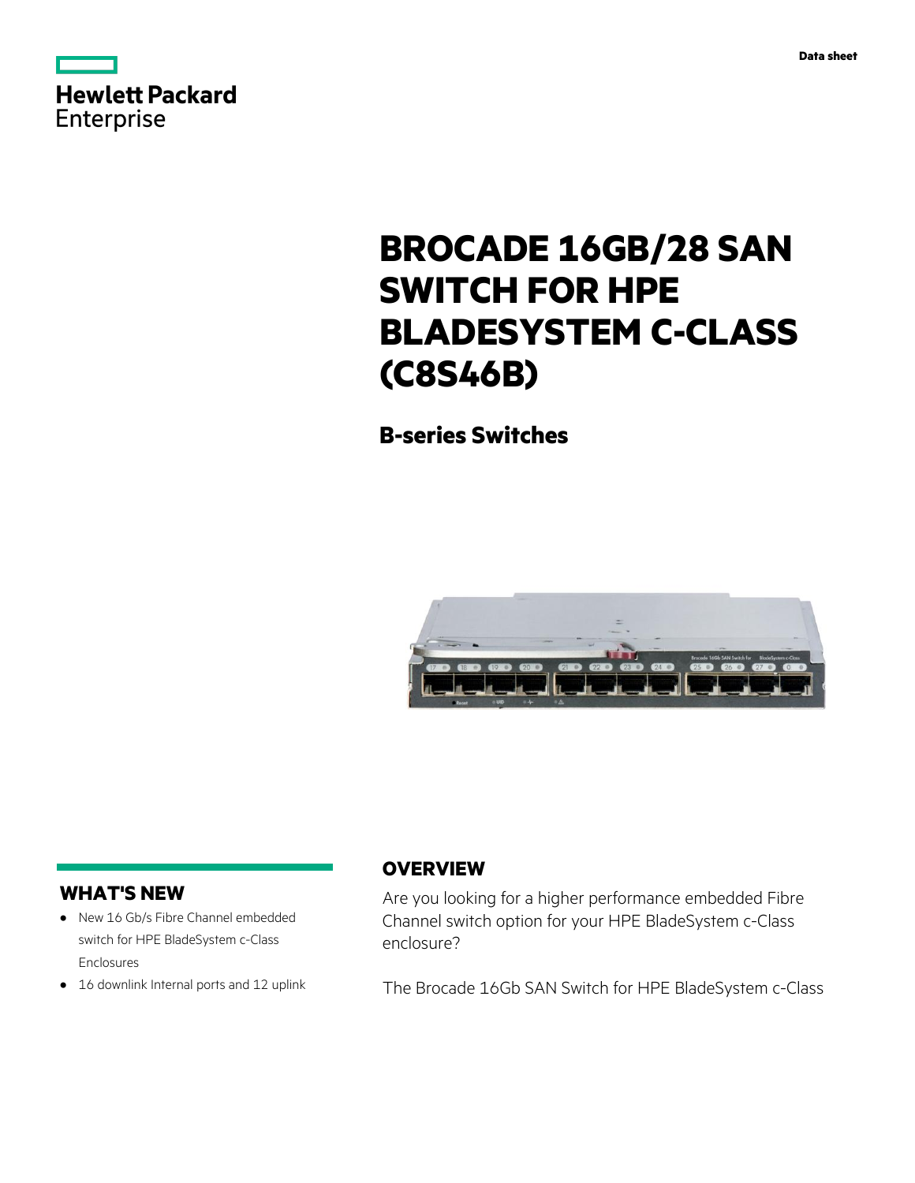Data sheet

# BROCADE 16GB/28 SAN SWITCH FOR HPE BLADESYSTEM C-CLASS (C8S46B)

## B-series Switches

## WHAT'S NEW

- New 16 Gb/s Fibre Channel embedded switch for HPE BladeSystem c-Class Enclosures
- 16 downlink Internal ports and 12 uplink

## OVERVIEW

Are you looking for a higher performance embedded Fibre Channel switch option for your HPE BladeSystem c-Class enclosure?

The Brocade 16Gb SAN Switch for HPE BladeSystem c-Class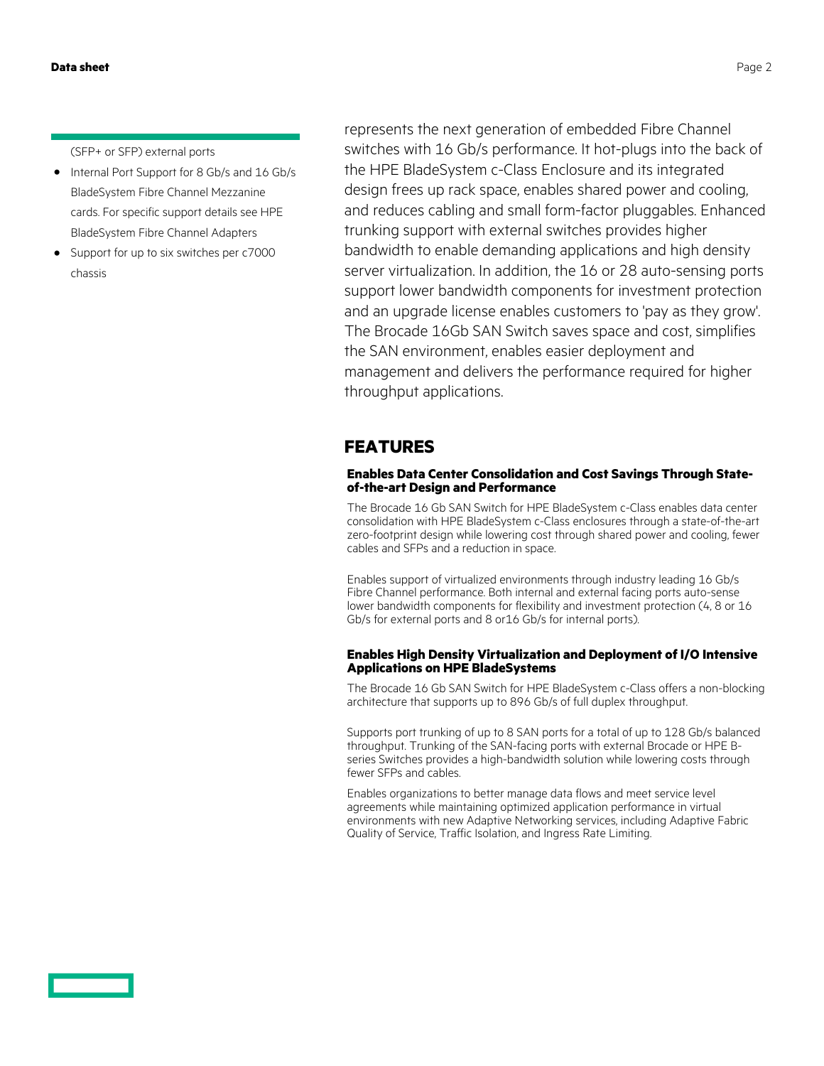(SFP+ or SFP) external ports

- Internal Port Support for 8 Gb/s and 16 Gb/s BladeSystem Fibre Channel Mezzanine cards. For specific support details see HPE BladeSystem Fibre Channel Adapters
- Support for up to six switches per c7000 chassis

represents the next generation of embedded Fibre Channel switches with 16 Gb/s performance. It hot-plugs into the back of the HPE BladeSystem c-Class Enclosure and its integrated design frees up rack space, enables shared power and cooling, and reduces cabling and small form-factor pluggables. Enhanced trunking support with external switches provides higher bandwidth to enable demanding applications and high density server virtualization. In addition, the 16 or 28 auto-sensing ports support lower bandwidth components for investment protection and an upgrade license enables customers to 'pay as they grow'. The Brocade 16Gb SAN Switch saves space and cost, simplifies the SAN environment, enables easier deployment and management and delivers the performance required for higher throughput applications.

## FEATURES

### Enables Data Center Consolidation and Cost Savings Through State-of-the-art Design and Performance

The Brocade 16 Gb SAN Switch for HPE BladeSystem c-Class enables data center consolidation with HPE BladeSystem c-Class enclosures through a state-of-the-art zero-footprint design while lowering cost through shared power and cooling, fewer cables and SFPs and a reduction in space.

Enables support of virtualized environments through industry leading 16 Gb/s Fibre Channel performance. Both internal and external facing ports auto-sense lower bandwidth components for flexibility and investment protection (4, 8 or 16 Gb/s for external ports and 8 or16 Gb/s for internal ports).

### Enables High Density Virtualization and Deployment of I/O Intensive Applications on HPE BladeSystems

The Brocade 16 Gb SAN Switch for HPE BladeSystem c-Class offers a non-blocking architecture that supports up to 896 Gb/s of full duplex throughput.

Supports port trunking of up to 8 SAN ports for a total of up to 128 Gb/s balanced throughput. Trunking of the SAN-facing ports with external Brocade or HPE B-series Switches provides a high-bandwidth solution while lowering costs through fewer SFPs and cables.

Enables organizations to better manage data flows and meet service level agreements while maintaining optimized application performance in virtual environments with new Adaptive Networking services, including Adaptive Fabric Quality of Service, Traffic Isolation, and Ingress Rate Limiting.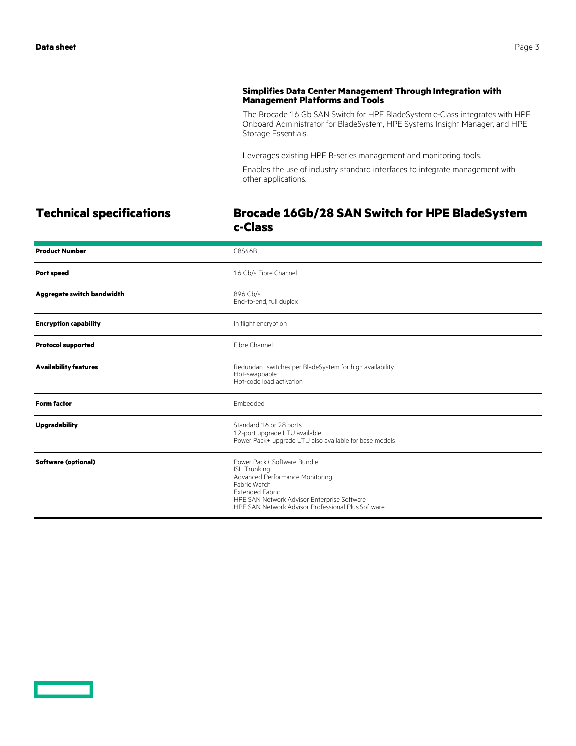### Simplifies Data Center Management Through Integration with Management Platforms and Tools

The Brocade 16 Gb SAN Switch for HPE BladeSystem c-Class integrates with HPE Onboard Administrator for BladeSystem, HPE Systems Insight Manager, and HPE Storage Essentials.

Leverages existing HPE B-series management and monitoring tools.

Enables the use of industry standard interfaces to integrate management with other applications.

## Technical specifications

## Brocade 16Gb/28 SAN Switch for HPE BladeSystem c-Class

| | |
|---|---|
| **Product Number** | C8S46B |
| **Port speed** | 16 Gb/s Fibre Channel |
| **Aggregate switch bandwidth** | 896 Gb/s<br>End-to-end, full duplex |
| **Encryption capability** | In flight encryption |
| **Protocol supported** | Fibre Channel |
| **Availability features** | Redundant switches per BladeSystem for high availability<br>Hot-swappable<br>Hot-code load activation |
| **Form factor** | Embedded |
| **Upgradability** | Standard 16 or 28 ports<br>12-port upgrade LTU available<br>Power Pack+ upgrade LTU also available for base models |
| **Software (optional)** | Power Pack+ Software Bundle<br>ISL Trunking<br>Advanced Performance Monitoring<br>Fabric Watch<br>Extended Fabric<br>HPE SAN Network Advisor Enterprise Software<br>HPE SAN Network Advisor Professional Plus Software |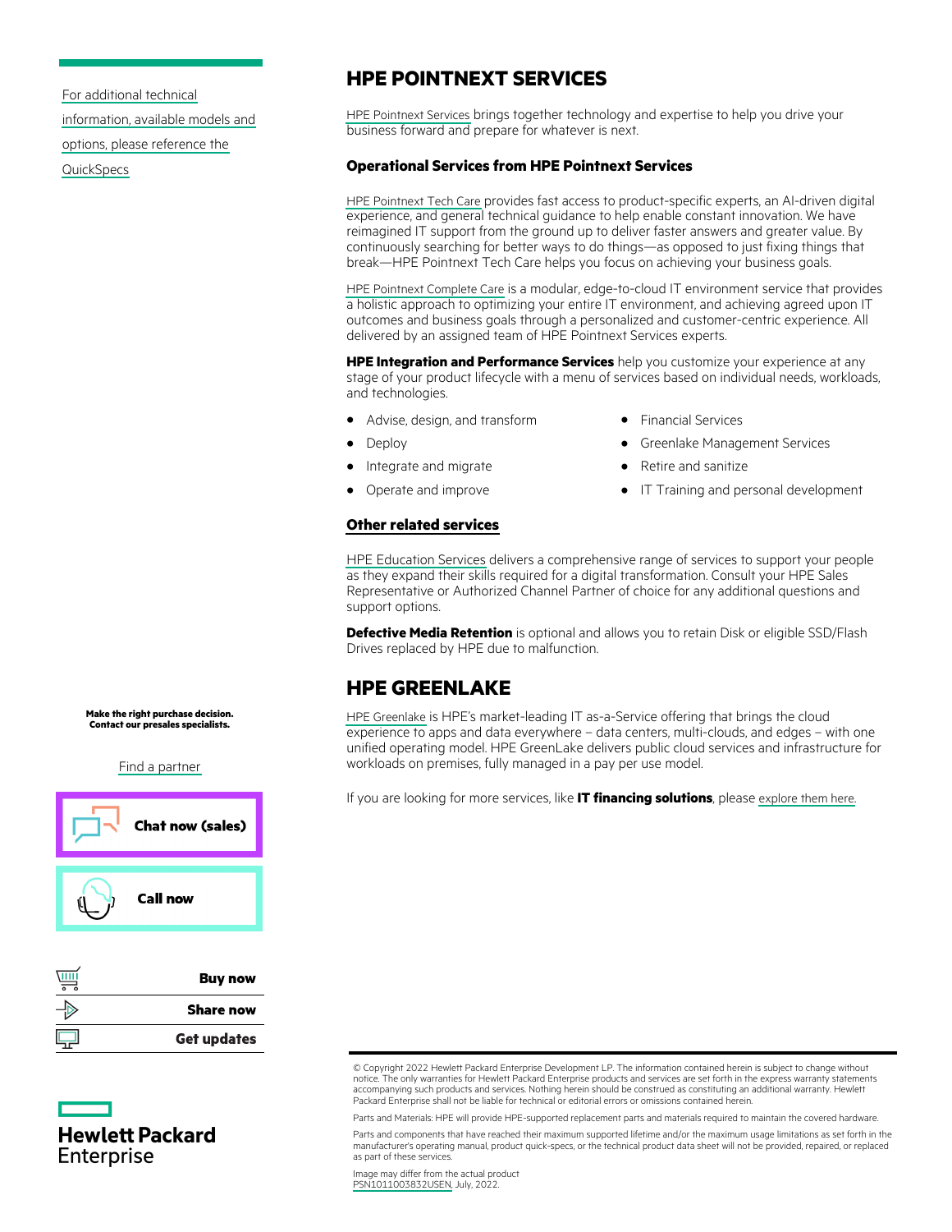For additional technical information, available models and options, please reference the QuickSpecs

## HPE POINTNEXT SERVICES

HPE Pointnext Services brings together technology and expertise to help you drive your business forward and prepare for whatever is next.

### Operational Services from HPE Pointnext Services

HPE Pointnext Tech Care provides fast access to product-specific experts, an AI-driven digital experience, and general technical guidance to help enable constant innovation. We have reimagined IT support from the ground up to deliver faster answers and greater value. By continuously searching for better ways to do things—as opposed to just fixing things that break—HPE Pointnext Tech Care helps you focus on achieving your business goals.

HPE Pointnext Complete Care is a modular, edge-to-cloud IT environment service that provides a holistic approach to optimizing your entire IT environment, and achieving agreed upon IT outcomes and business goals through a personalized and customer-centric experience. All delivered by an assigned team of HPE Pointnext Services experts.

**HPE Integration and Performance Services** help you customize your experience at any stage of your product lifecycle with a menu of services based on individual needs, workloads, and technologies.

- Advise, design, and transform
- Deploy
- Integrate and migrate
- Operate and improve
- Financial Services
- Greenlake Management Services
- Retire and sanitize
- IT Training and personal development

### Other related services

HPE Education Services delivers a comprehensive range of services to support your people as they expand their skills required for a digital transformation. Consult your HPE Sales Representative or Authorized Channel Partner of choice for any additional questions and support options.

**Defective Media Retention** is optional and allows you to retain Disk or eligible SSD/Flash Drives replaced by HPE due to malfunction.

## HPE GREENLAKE

HPE Greenlake is HPE's market-leading IT as-a-Service offering that brings the cloud experience to apps and data everywhere – data centers, multi-clouds, and edges – with one unified operating model. HPE GreenLake delivers public cloud services and infrastructure for workloads on premises, fully managed in a pay per use model.

If you are looking for more services, like **IT financing solutions**, please explore them here.

**Make the right purchase decision. Contact our presales specialists.**

Find a partner

Chat now (sales)

Call now

Buy now

Share now

Get updates

Hewlett Packard Enterprise

© Copyright 2022 Hewlett Packard Enterprise Development LP. The information contained herein is subject to change without notice. The only warranties for Hewlett Packard Enterprise products and services are set forth in the express warranty statements accompanying such products and services. Nothing herein should be construed as constituting an additional warranty. Hewlett Packard Enterprise shall not be liable for technical or editorial errors or omissions contained herein.

Parts and Materials: HPE will provide HPE-supported replacement parts and materials required to maintain the covered hardware.

Parts and components that have reached their maximum supported lifetime and/or the maximum usage limitations as set forth in the manufacturer's operating manual, product quick-specs, or the technical product data sheet will not be provided, repaired, or replaced as part of these services.

Image may differ from the actual product

PSN1011003832USEN, July, 2022.